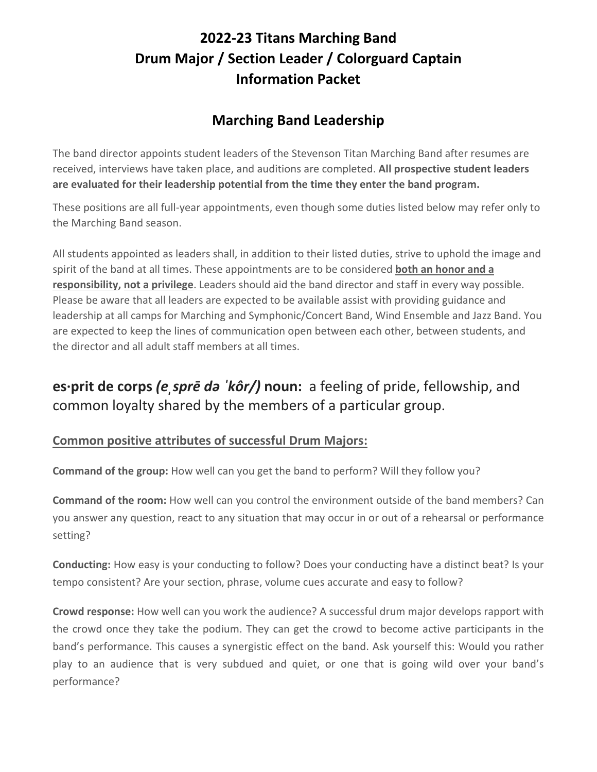# 2022-23 Titans Marching Band
# Drum Major / Section Leader / Colorguard Captain
# Information Packet

## Marching Band Leadership

The band director appoints student leaders of the Stevenson Titan Marching Band after resumes are received, interviews have taken place, and auditions are completed. **All prospective student leaders are evaluated for their leadership potential from the time they enter the band program.**

These positions are all full-year appointments, even though some duties listed below may refer only to the Marching Band season.

All students appointed as leaders shall, in addition to their listed duties, strive to uphold the image and spirit of the band at all times. These appointments are to be considered **both an honor and a responsibility**, **not a privilege**. Leaders should aid the band director and staff in every way possible. Please be aware that all leaders are expected to be available assist with providing guidance and leadership at all camps for Marching and Symphonic/Concert Band, Wind Ensemble and Jazz Band. You are expected to keep the lines of communication open between each other, between students, and the director and all adult staff members at all times.

## **es·prit de corps** ***(eˌsprē də ˈkôr/)*** **noun:** a feeling of pride, fellowship, and common loyalty shared by the members of a particular group.

### Common positive attributes of successful Drum Majors:

**Command of the group:** How well can you get the band to perform? Will they follow you?

**Command of the room:** How well can you control the environment outside of the band members? Can you answer any question, react to any situation that may occur in or out of a rehearsal or performance setting?

**Conducting:** How easy is your conducting to follow? Does your conducting have a distinct beat? Is your tempo consistent? Are your section, phrase, volume cues accurate and easy to follow?

**Crowd response:** How well can you work the audience? A successful drum major develops rapport with the crowd once they take the podium. They can get the crowd to become active participants in the band's performance. This causes a synergistic effect on the band. Ask yourself this: Would you rather play to an audience that is very subdued and quiet, or one that is going wild over your band's performance?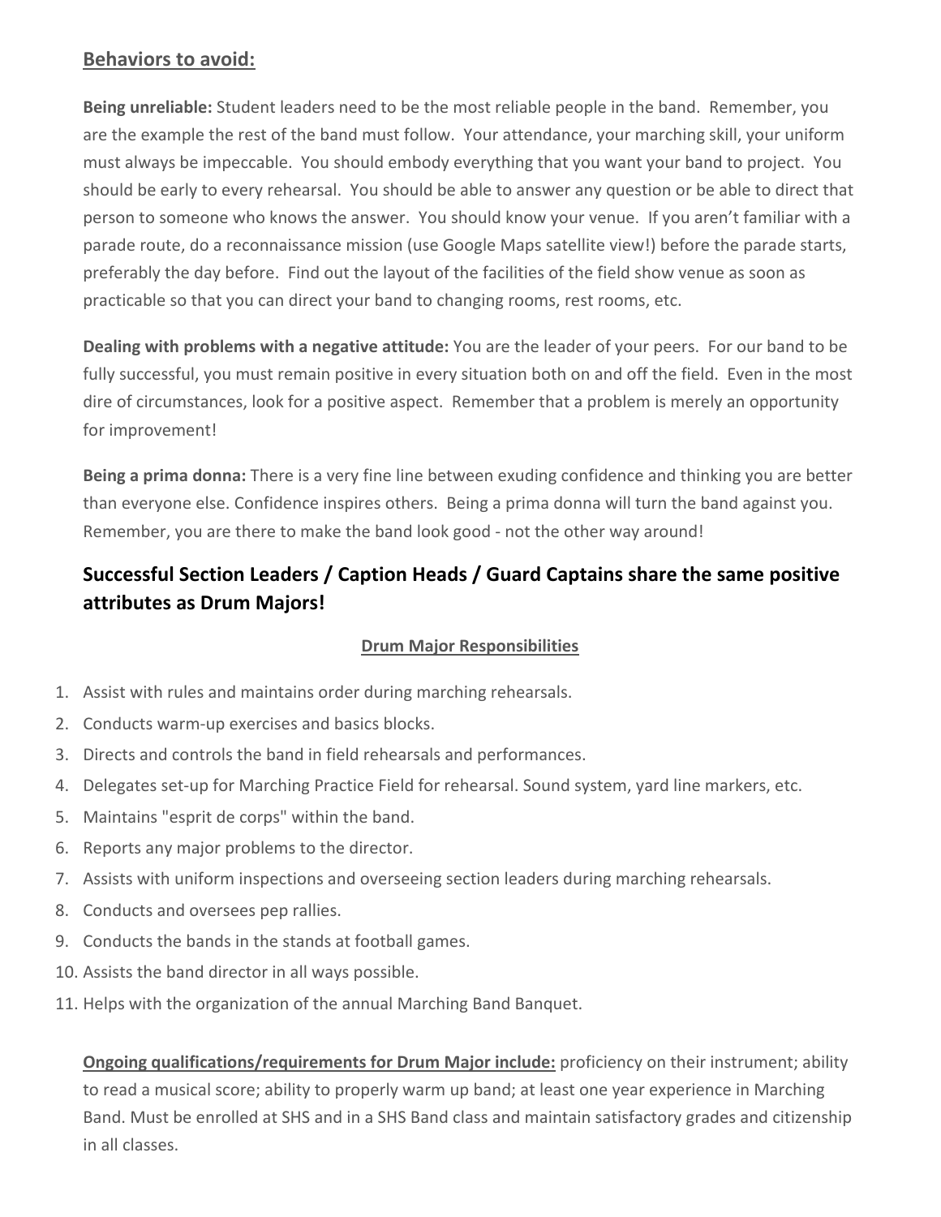## Behaviors to avoid:

**Being unreliable:** Student leaders need to be the most reliable people in the band. Remember, you are the example the rest of the band must follow. Your attendance, your marching skill, your uniform must always be impeccable. You should embody everything that you want your band to project. You should be early to every rehearsal. You should be able to answer any question or be able to direct that person to someone who knows the answer. You should know your venue. If you aren't familiar with a parade route, do a reconnaissance mission (use Google Maps satellite view!) before the parade starts, preferably the day before. Find out the layout of the facilities of the field show venue as soon as practicable so that you can direct your band to changing rooms, rest rooms, etc.

**Dealing with problems with a negative attitude:** You are the leader of your peers. For our band to be fully successful, you must remain positive in every situation both on and off the field. Even in the most dire of circumstances, look for a positive aspect. Remember that a problem is merely an opportunity for improvement!

**Being a prima donna:** There is a very fine line between exuding confidence and thinking you are better than everyone else. Confidence inspires others. Being a prima donna will turn the band against you. Remember, you are there to make the band look good - not the other way around!

## Successful Section Leaders / Caption Heads / Guard Captains share the same positive attributes as Drum Majors!

### Drum Major Responsibilities

1. Assist with rules and maintains order during marching rehearsals.
2. Conducts warm-up exercises and basics blocks.
3. Directs and controls the band in field rehearsals and performances.
4. Delegates set-up for Marching Practice Field for rehearsal. Sound system, yard line markers, etc.
5. Maintains "esprit de corps" within the band.
6. Reports any major problems to the director.
7. Assists with uniform inspections and overseeing section leaders during marching rehearsals.
8. Conducts and oversees pep rallies.
9. Conducts the bands in the stands at football games.
10. Assists the band director in all ways possible.
11. Helps with the organization of the annual Marching Band Banquet.

**Ongoing qualifications/requirements for Drum Major include:** proficiency on their instrument; ability to read a musical score; ability to properly warm up band; at least one year experience in Marching Band. Must be enrolled at SHS and in a SHS Band class and maintain satisfactory grades and citizenship in all classes.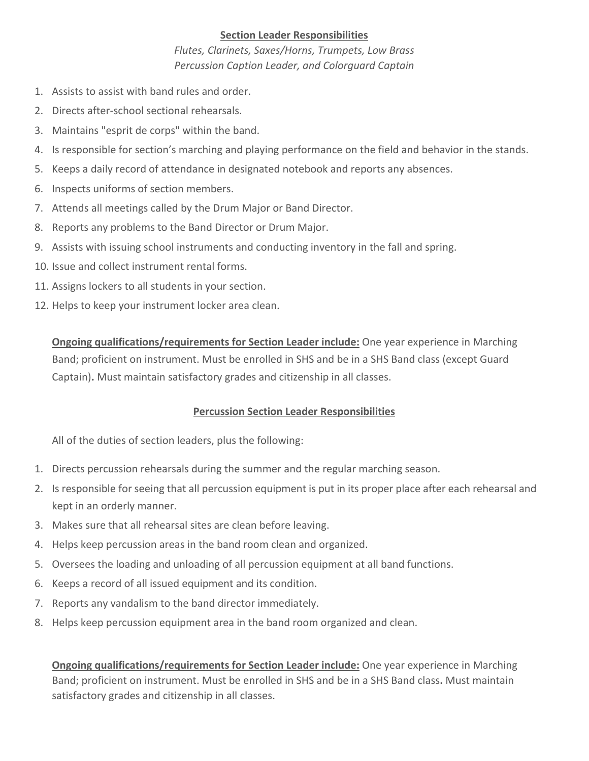## Section Leader Responsibilities

*Flutes, Clarinets, Saxes/Horns, Trumpets, Low Brass*
*Percussion Caption Leader, and Colorguard Captain*

1. Assists to assist with band rules and order.
2. Directs after-school sectional rehearsals.
3. Maintains "esprit de corps" within the band.
4. Is responsible for section's marching and playing performance on the field and behavior in the stands.
5. Keeps a daily record of attendance in designated notebook and reports any absences.
6. Inspects uniforms of section members.
7. Attends all meetings called by the Drum Major or Band Director.
8. Reports any problems to the Band Director or Drum Major.
9. Assists with issuing school instruments and conducting inventory in the fall and spring.
10. Issue and collect instrument rental forms.
11. Assigns lockers to all students in your section.
12. Helps to keep your instrument locker area clean.

**Ongoing qualifications/requirements for Section Leader include:** One year experience in Marching Band; proficient on instrument. Must be enrolled in SHS and be in a SHS Band class (except Guard Captain)**.** Must maintain satisfactory grades and citizenship in all classes.

## Percussion Section Leader Responsibilities

All of the duties of section leaders, plus the following:

1. Directs percussion rehearsals during the summer and the regular marching season.
2. Is responsible for seeing that all percussion equipment is put in its proper place after each rehearsal and kept in an orderly manner.
3. Makes sure that all rehearsal sites are clean before leaving.
4. Helps keep percussion areas in the band room clean and organized.
5. Oversees the loading and unloading of all percussion equipment at all band functions.
6. Keeps a record of all issued equipment and its condition.
7. Reports any vandalism to the band director immediately.
8. Helps keep percussion equipment area in the band room organized and clean.

**Ongoing qualifications/requirements for Section Leader include:** One year experience in Marching Band; proficient on instrument. Must be enrolled in SHS and be in a SHS Band class**.** Must maintain satisfactory grades and citizenship in all classes.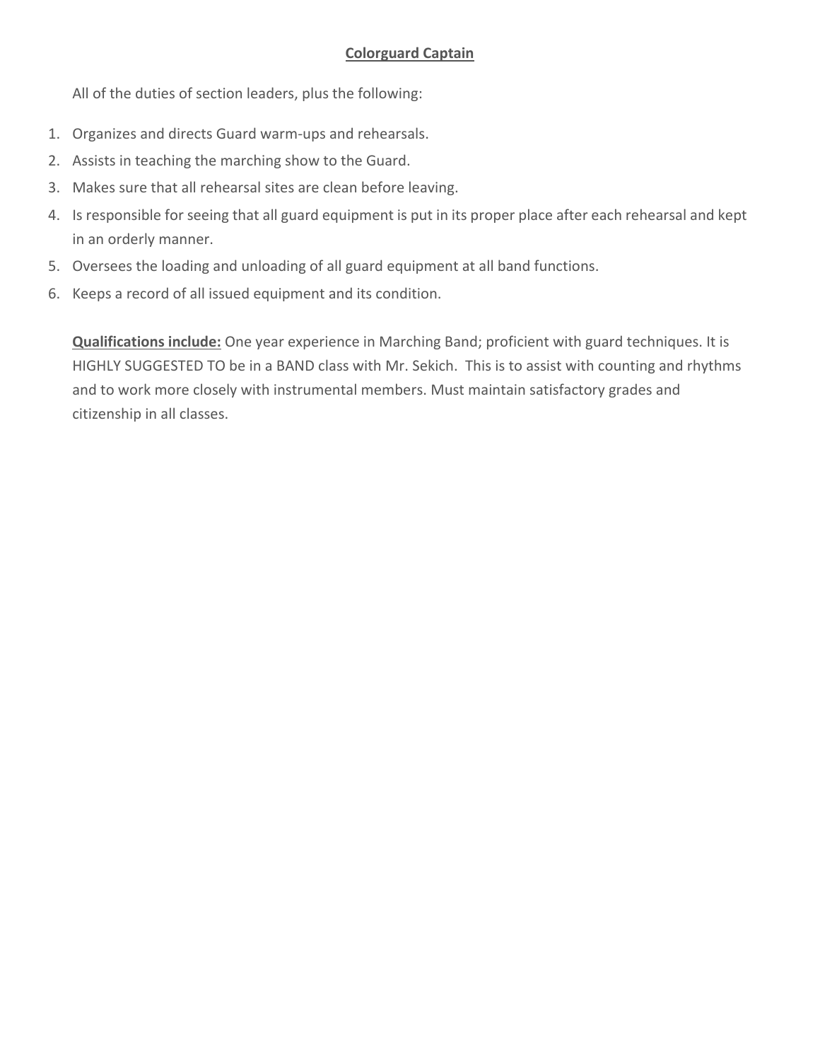## Colorguard Captain

All of the duties of section leaders, plus the following:

1. Organizes and directs Guard warm-ups and rehearsals.
2. Assists in teaching the marching show to the Guard.
3. Makes sure that all rehearsal sites are clean before leaving.
4. Is responsible for seeing that all guard equipment is put in its proper place after each rehearsal and kept in an orderly manner.
5. Oversees the loading and unloading of all guard equipment at all band functions.
6. Keeps a record of all issued equipment and its condition.

**Qualifications include:** One year experience in Marching Band; proficient with guard techniques. It is HIGHLY SUGGESTED TO be in a BAND class with Mr. Sekich. This is to assist with counting and rhythms and to work more closely with instrumental members. Must maintain satisfactory grades and citizenship in all classes.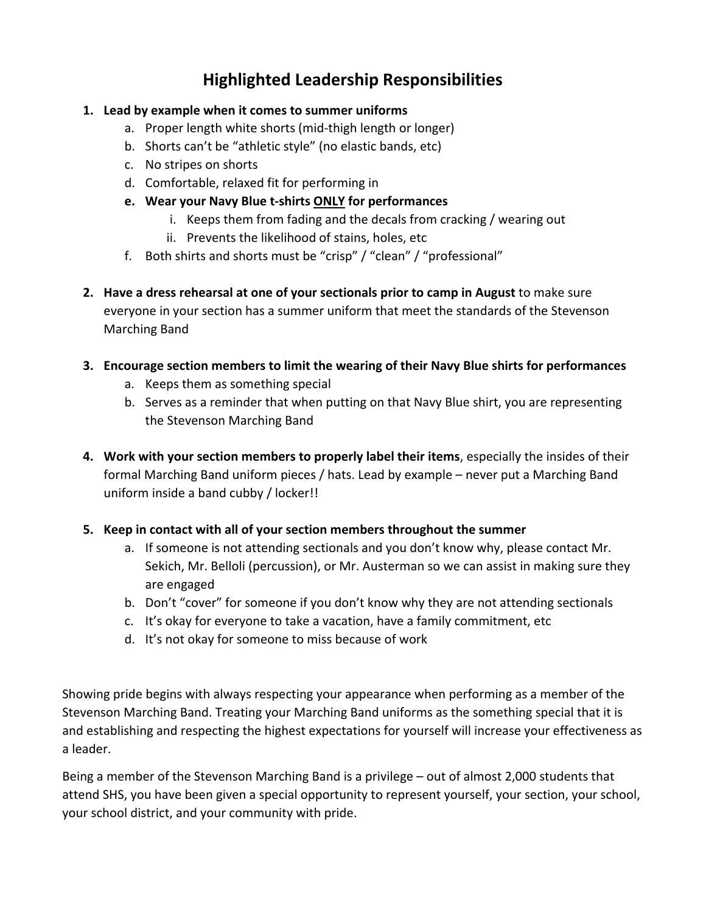# Highlighted Leadership Responsibilities

1. **Lead by example when it comes to summer uniforms**
    a. Proper length white shorts (mid-thigh length or longer)
    b. Shorts can't be "athletic style" (no elastic bands, etc)
    c. No stripes on shorts
    d. Comfortable, relaxed fit for performing in
    e. **Wear your Navy Blue t-shirts <u>ONLY</u> for performances**
        i. Keeps them from fading and the decals from cracking / wearing out
        ii. Prevents the likelihood of stains, holes, etc
    f. Both shirts and shorts must be "crisp" / "clean" / "professional"

2. **Have a dress rehearsal at one of your sectionals prior to camp in August** to make sure everyone in your section has a summer uniform that meet the standards of the Stevenson Marching Band

3. **Encourage section members to limit the wearing of their Navy Blue shirts for performances**
    a. Keeps them as something special
    b. Serves as a reminder that when putting on that Navy Blue shirt, you are representing the Stevenson Marching Band

4. **Work with your section members to properly label their items**, especially the insides of their formal Marching Band uniform pieces / hats. Lead by example – never put a Marching Band uniform inside a band cubby / locker!!

5. **Keep in contact with all of your section members throughout the summer**
    a. If someone is not attending sectionals and you don't know why, please contact Mr. Sekich, Mr. Belloli (percussion), or Mr. Austerman so we can assist in making sure they are engaged
    b. Don't "cover" for someone if you don't know why they are not attending sectionals
    c. It's okay for everyone to take a vacation, have a family commitment, etc
    d. It's not okay for someone to miss because of work

Showing pride begins with always respecting your appearance when performing as a member of the Stevenson Marching Band. Treating your Marching Band uniforms as the something special that it is and establishing and respecting the highest expectations for yourself will increase your effectiveness as a leader.

Being a member of the Stevenson Marching Band is a privilege – out of almost 2,000 students that attend SHS, you have been given a special opportunity to represent yourself, your section, your school, your school district, and your community with pride.